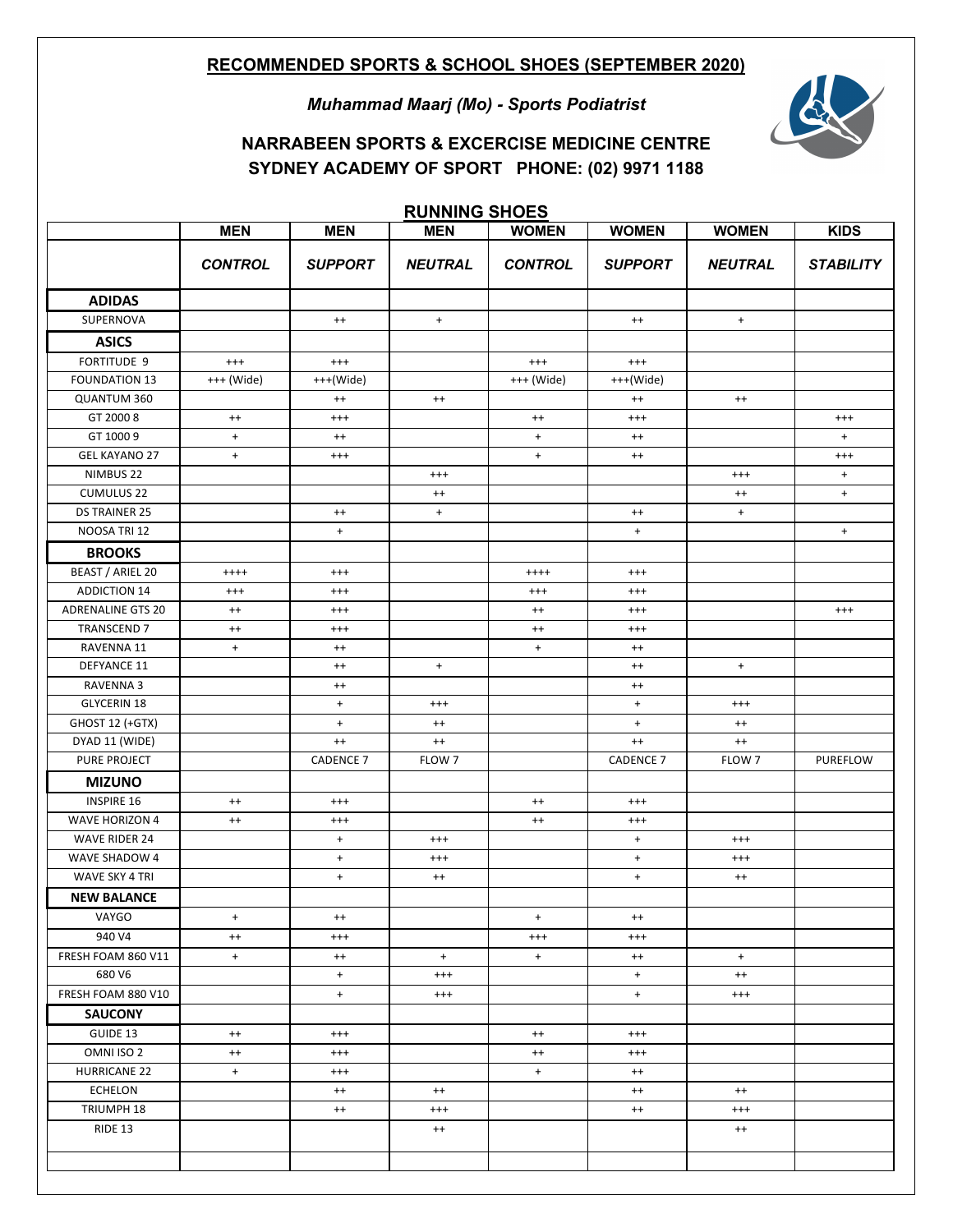## RECOMMENDED SPORTS & SCHOOL SHOES (SEPTEMBER 2020)

### *Muhammad Maarj (Mo) - Sports Podiatrist*

### NARRABEEN SPORTS & EXCERCISE MEDICINE CENTRE
### SYDNEY ACADEMY OF SPORT PHONE: (02) 9971 1188

**RUNNING SHOES**

| | MEN | MEN | MEN | WOMEN | WOMEN | WOMEN | KIDS |
|---|---|---|---|---|---|---|---|
| | *CONTROL* | *SUPPORT* | *NEUTRAL* | *CONTROL* | *SUPPORT* | *NEUTRAL* | *STABILITY* |
| **ADIDAS** | | | | | | | |
| SUPERNOVA | | ++ | + | | ++ | + | |
| **ASICS** | | | | | | | |
| FORTITUDE 9 | +++ | +++ | | +++ | +++ | | |
| FOUNDATION 13 | +++ (Wide) | +++(Wide) | | +++ (Wide) | +++(Wide) | | |
| QUANTUM 360 | | ++ | ++ | | ++ | ++ | |
| GT 2000 8 | ++ | +++ | | ++ | +++ | | +++ |
| GT 1000 9 | + | ++ | | + | ++ | | + |
| GEL KAYANO 27 | + | +++ | | + | ++ | | +++ |
| NIMBUS 22 | | | +++ | | | +++ | + |
| CUMULUS 22 | | | ++ | | | ++ | + |
| DS TRAINER 25 | | ++ | + | | ++ | + | |
| NOOSA TRI 12 | | + | | | + | | + |
| **BROOKS** | | | | | | | |
| BEAST / ARIEL 20 | ++++ | +++ | | ++++ | +++ | | |
| ADDICTION 14 | +++ | +++ | | +++ | +++ | | |
| ADRENALINE GTS 20 | ++ | +++ | | ++ | +++ | | +++ |
| TRANSCEND 7 | ++ | +++ | | ++ | +++ | | |
| RAVENNA 11 | + | ++ | | + | ++ | | |
| DEFYANCE 11 | | ++ | + | | ++ | + | |
| RAVENNA 3 | | ++ | | | ++ | | |
| GLYCERIN 18 | | + | +++ | | + | +++ | |
| GHOST 12 (+GTX) | | + | ++ | | + | ++ | |
| DYAD 11 (WIDE) | | ++ | ++ | | ++ | ++ | |
| PURE PROJECT | | CADENCE 7 | FLOW 7 | | CADENCE 7 | FLOW 7 | PUREFLOW |
| **MIZUNO** | | | | | | | |
| INSPIRE 16 | ++ | +++ | | ++ | +++ | | |
| WAVE HORIZON 4 | ++ | +++ | | ++ | +++ | | |
| WAVE RIDER 24 | | + | +++ | | + | +++ | |
| WAVE SHADOW 4 | | + | +++ | | + | +++ | |
| WAVE SKY 4 TRI | | + | ++ | | + | ++ | |
| **NEW BALANCE** | | | | | | | |
| VAYGO | + | ++ | | + | ++ | | |
| 940 V4 | ++ | +++ | | +++ | +++ | | |
| FRESH FOAM 860 V11 | + | ++ | + | + | ++ | + | |
| 680 V6 | | + | +++ | | + | ++ | |
| FRESH FOAM 880 V10 | | + | +++ | | + | +++ | |
| **SAUCONY** | | | | | | | |
| GUIDE 13 | ++ | +++ | | ++ | +++ | | |
| OMNI ISO 2 | ++ | +++ | | ++ | +++ | | |
| HURRICANE 22 | + | +++ | | + | ++ | | |
| ECHELON | | ++ | ++ | | ++ | ++ | |
| TRIUMPH 18 | | ++ | +++ | | ++ | +++ | |
| RIDE 13 | | | ++ | | | ++ | |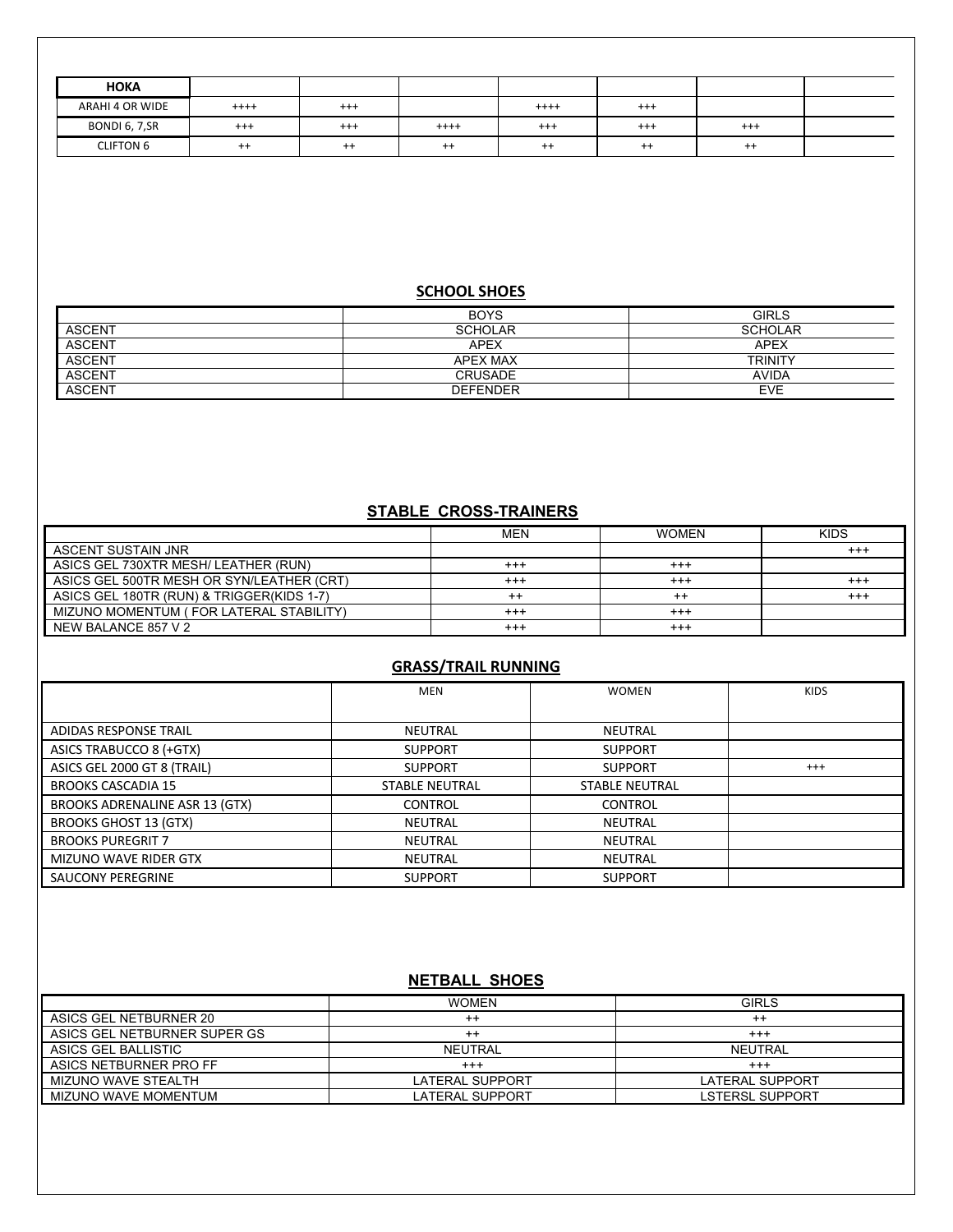| HOKA | | | | | | | |
|---|---|---|---|---|---|---|---|
| ARAHI 4 OR WIDE | ++++ | +++ | | ++++ | +++ | | |
| BONDI 6, 7,SR | +++ | +++ | ++++ | +++ | +++ | +++ | |
| CLIFTON 6 | ++ | ++ | ++ | ++ | ++ | ++ | |

## SCHOOL SHOES

| | BOYS | GIRLS |
|---|---|---|
| ASCENT | SCHOLAR | SCHOLAR |
| ASCENT | APEX | APEX |
| ASCENT | APEX MAX | TRINITY |
| ASCENT | CRUSADE | AVIDA |
| ASCENT | DEFENDER | EVE |

## STABLE CROSS-TRAINERS

| | MEN | WOMEN | KIDS |
|---|---|---|---|
| ASCENT SUSTAIN JNR | | | +++ |
| ASICS GEL 730XTR MESH/ LEATHER (RUN) | +++ | +++ | |
| ASICS GEL 500TR MESH OR SYN/LEATHER (CRT) | +++ | +++ | +++ |
| ASICS GEL 180TR (RUN) & TRIGGER(KIDS 1-7) | ++ | ++ | +++ |
| MIZUNO MOMENTUM ( FOR LATERAL STABILITY) | +++ | +++ | |
| NEW BALANCE 857 V 2 | +++ | +++ | |

## GRASS/TRAIL RUNNING

| | MEN | WOMEN | KIDS |
|---|---|---|---|
| ADIDAS RESPONSE TRAIL | NEUTRAL | NEUTRAL | |
| ASICS TRABUCCO 8 (+GTX) | SUPPORT | SUPPORT | |
| ASICS GEL 2000 GT 8 (TRAIL) | SUPPORT | SUPPORT | +++ |
| BROOKS CASCADIA 15 | STABLE NEUTRAL | STABLE NEUTRAL | |
| BROOKS ADRENALINE ASR 13 (GTX) | CONTROL | CONTROL | |
| BROOKS GHOST 13 (GTX) | NEUTRAL | NEUTRAL | |
| BROOKS PUREGRIT 7 | NEUTRAL | NEUTRAL | |
| MIZUNO WAVE RIDER GTX | NEUTRAL | NEUTRAL | |
| SAUCONY PEREGRINE | SUPPORT | SUPPORT | |

## NETBALL SHOES

| | WOMEN | GIRLS |
|---|---|---|
| ASICS GEL NETBURNER 20 | ++ | ++ |
| ASICS GEL NETBURNER SUPER GS | ++ | +++ |
| ASICS GEL BALLISTIC | NEUTRAL | NEUTRAL |
| ASICS NETBURNER PRO FF | +++ | +++ |
| MIZUNO WAVE STEALTH | LATERAL SUPPORT | LATERAL SUPPORT |
| MIZUNO WAVE MOMENTUM | LATERAL SUPPORT | LSTERSL SUPPORT |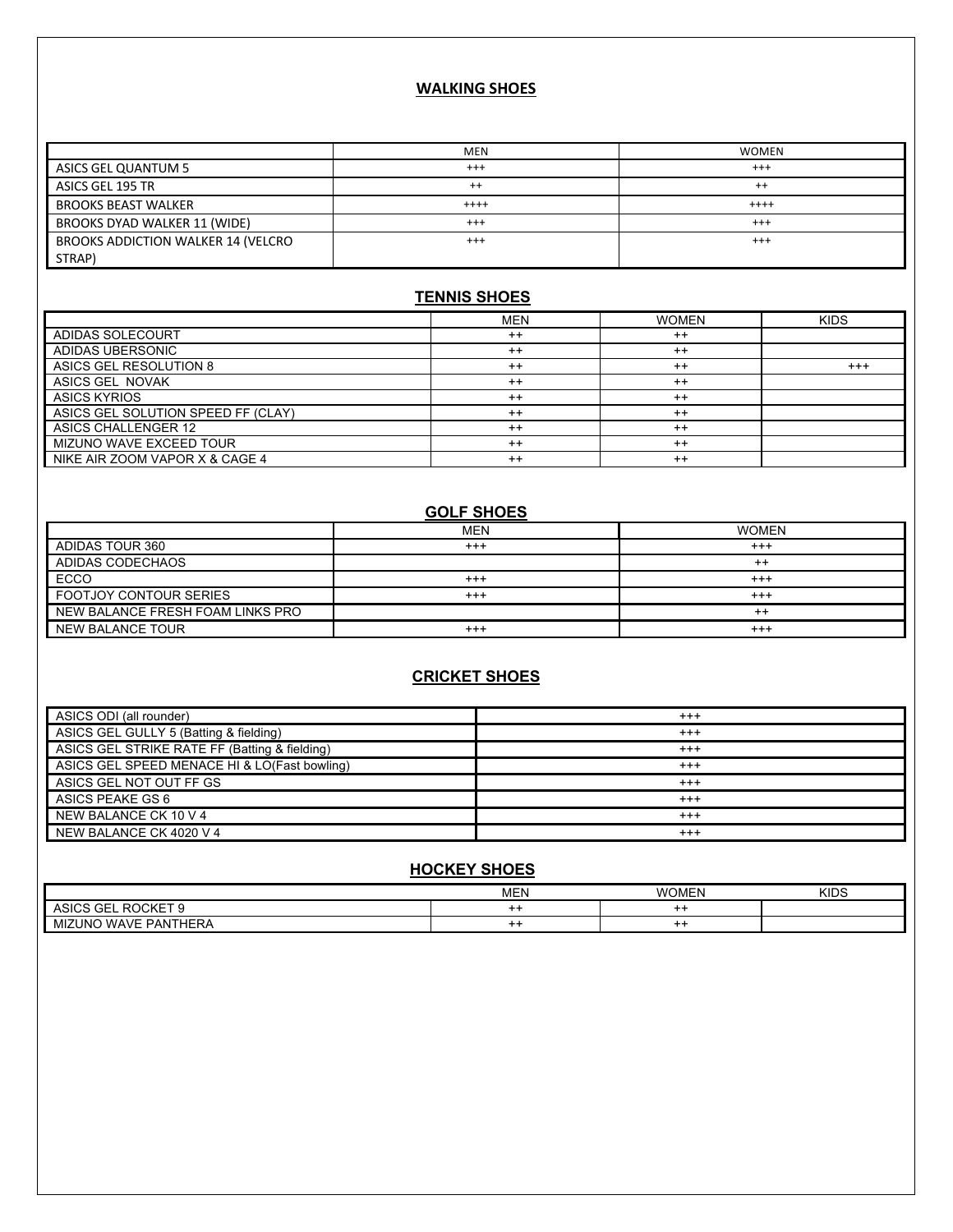## WALKING SHOES

| | MEN | WOMEN |
|---|---|---|
| ASICS GEL QUANTUM 5 | +++ | +++ |
| ASICS GEL 195 TR | ++ | ++ |
| BROOKS BEAST WALKER | ++++ | ++++ |
| BROOKS DYAD WALKER 11 (WIDE) | +++ | +++ |
| BROOKS ADDICTION WALKER 14 (VELCRO STRAP) | +++ | +++ |

## TENNIS SHOES

| | MEN | WOMEN | KIDS |
|---|---|---|---|
| ADIDAS SOLECOURT | ++ | ++ | |
| ADIDAS UBERSONIC | ++ | ++ | |
| ASICS GEL RESOLUTION 8 | ++ | ++ | +++ |
| ASICS GEL NOVAK | ++ | ++ | |
| ASICS KYRIOS | ++ | ++ | |
| ASICS GEL SOLUTION SPEED FF (CLAY) | ++ | ++ | |
| ASICS CHALLENGER 12 | ++ | ++ | |
| MIZUNO WAVE EXCEED TOUR | ++ | ++ | |
| NIKE AIR ZOOM VAPOR X & CAGE 4 | ++ | ++ | |

## GOLF SHOES

| | MEN | WOMEN |
|---|---|---|
| ADIDAS TOUR 360 | +++ | +++ |
| ADIDAS CODECHAOS | | ++ |
| ECCO | +++ | +++ |
| FOOTJOY CONTOUR SERIES | +++ | +++ |
| NEW BALANCE FRESH FOAM LINKS PRO | | ++ |
| NEW BALANCE TOUR | +++ | +++ |

## CRICKET SHOES

| | |
|---|---|
| ASICS ODI (all rounder) | +++ |
| ASICS GEL GULLY 5 (Batting & fielding) | +++ |
| ASICS GEL STRIKE RATE FF (Batting & fielding) | +++ |
| ASICS GEL SPEED MENACE HI & LO(Fast bowling) | +++ |
| ASICS GEL NOT OUT FF GS | +++ |
| ASICS PEAKE GS 6 | +++ |
| NEW BALANCE CK 10 V 4 | +++ |
| NEW BALANCE CK 4020 V 4 | +++ |

## HOCKEY SHOES

| | MEN | WOMEN | KIDS |
|---|---|---|---|
| ASICS GEL ROCKET 9 | ++ | ++ | |
| MIZUNO WAVE PANTHERA | ++ | ++ | |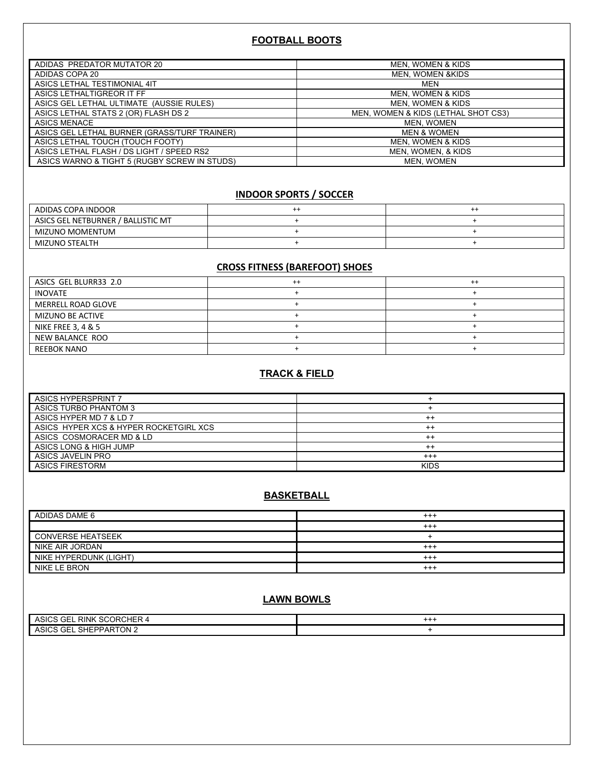## FOOTBALL BOOTS

| | |
|---|---|
| ADIDAS PREDATOR MUTATOR 20 | MEN, WOMEN & KIDS |
| ADIDAS COPA 20 | MEN, WOMEN &KIDS |
| ASICS LETHAL TESTIMONIAL 4IT | MEN |
| ASICS LETHALTIGREOR IT FF | MEN, WOMEN & KIDS |
| ASICS GEL LETHAL ULTIMATE (AUSSIE RULES) | MEN, WOMEN & KIDS |
| ASICS LETHAL STATS 2 (OR) FLASH DS 2 | MEN, WOMEN & KIDS (LETHAL SHOT CS3) |
| ASICS MENACE | MEN, WOMEN |
| ASICS GEL LETHAL BURNER (GRASS/TURF TRAINER) | MEN & WOMEN |
| ASICS LETHAL TOUCH (TOUCH FOOTY) | MEN, WOMEN & KIDS |
| ASICS LETHAL FLASH / DS LIGHT / SPEED RS2 | MEN, WOMEN, & KIDS |
| ASICS WARNO & TIGHT 5 (RUGBY SCREW IN STUDS) | MEN, WOMEN |

## INDOOR SPORTS / SOCCER

| | | |
|---|---|---|
| ADIDAS COPA INDOOR | ++ | ++ |
| ASICS GEL NETBURNER / BALLISTIC MT | + | + |
| MIZUNO MOMENTUM | + | + |
| MIZUNO STEALTH | + | + |

## CROSS FITNESS (BAREFOOT) SHOES

| | | |
|---|---|---|
| ASICS GEL BLURR33 2.0 | ++ | ++ |
| INOVATE | + | + |
| MERRELL ROAD GLOVE | + | + |
| MIZUNO BE ACTIVE | + | + |
| NIKE FREE 3, 4 & 5 | + | + |
| NEW BALANCE ROO | + | + |
| REEBOK NANO | + | + |

## TRACK & FIELD

| | |
|---|---|
| ASICS HYPERSPRINT 7 | + |
| ASICS TURBO PHANTOM 3 | + |
| ASICS HYPER MD 7 & LD 7 | ++ |
| ASICS HYPER XCS & HYPER ROCKETGIRL XCS | ++ |
| ASICS COSMORACER MD & LD | ++ |
| ASICS LONG & HIGH JUMP | ++ |
| ASICS JAVELIN PRO | +++ |
| ASICS FIRESTORM | KIDS |

## BASKETBALL

| | |
|---|---|
| ADIDAS DAME 6 | +++ |
| | +++ |
| CONVERSE HEATSEEK | + |
| NIKE AIR JORDAN | +++ |
| NIKE HYPERDUNK (LIGHT) | +++ |
| NIKE LE BRON | +++ |

## LAWN BOWLS

| | |
|---|---|
| ASICS GEL RINK SCORCHER 4 | +++ |
| ASICS GEL SHEPPARTON 2 | + |